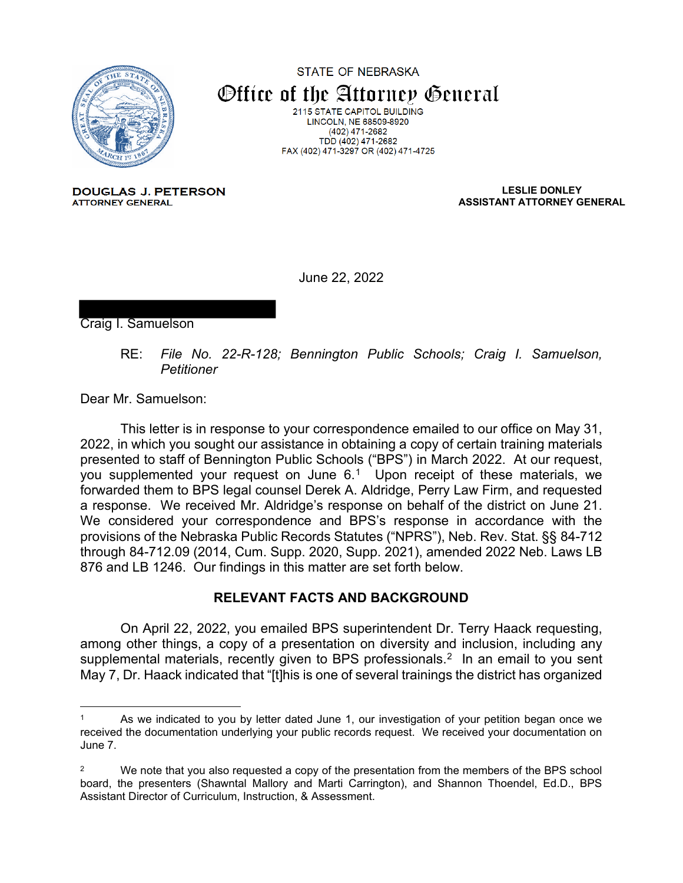STATE OF NEBRASKA

# Office of the Attorney General

2115 STATE CAPITOL BUILDING
LINCOLN, NE 68509-8920
(402) 471-2682
TDD (402) 471-2682
FAX (402) 471-3297 OR (402) 471-4725

**DOUGLAS J. PETERSON**
ATTORNEY GENERAL

**LESLIE DONLEY**
**ASSISTANT ATTORNEY GENERAL**

June 22, 2022

Craig I. Samuelson

RE: *File No. 22-R-128; Bennington Public Schools; Craig I. Samuelson, Petitioner*

Dear Mr. Samuelson:

This letter is in response to your correspondence emailed to our office on May 31, 2022, in which you sought our assistance in obtaining a copy of certain training materials presented to staff of Bennington Public Schools ("BPS") in March 2022. At our request, you supplemented your request on June 6.[1] Upon receipt of these materials, we forwarded them to BPS legal counsel Derek A. Aldridge, Perry Law Firm, and requested a response. We received Mr. Aldridge's response on behalf of the district on June 21. We considered your correspondence and BPS's response in accordance with the provisions of the Nebraska Public Records Statutes ("NPRS"), Neb. Rev. Stat. §§ 84-712 through 84-712.09 (2014, Cum. Supp. 2020, Supp. 2021), amended 2022 Neb. Laws LB 876 and LB 1246. Our findings in this matter are set forth below.

## RELEVANT FACTS AND BACKGROUND

On April 22, 2022, you emailed BPS superintendent Dr. Terry Haack requesting, among other things, a copy of a presentation on diversity and inclusion, including any supplemental materials, recently given to BPS professionals.[2] In an email to you sent May 7, Dr. Haack indicated that "[t]his is one of several trainings the district has organized

---

[1] As we indicated to you by letter dated June 1, our investigation of your petition began once we received the documentation underlying your public records request. We received your documentation on June 7.

[2] We note that you also requested a copy of the presentation from the members of the BPS school board, the presenters (Shawntal Mallory and Marti Carrington), and Shannon Thoendel, Ed.D., BPS Assistant Director of Curriculum, Instruction, & Assessment.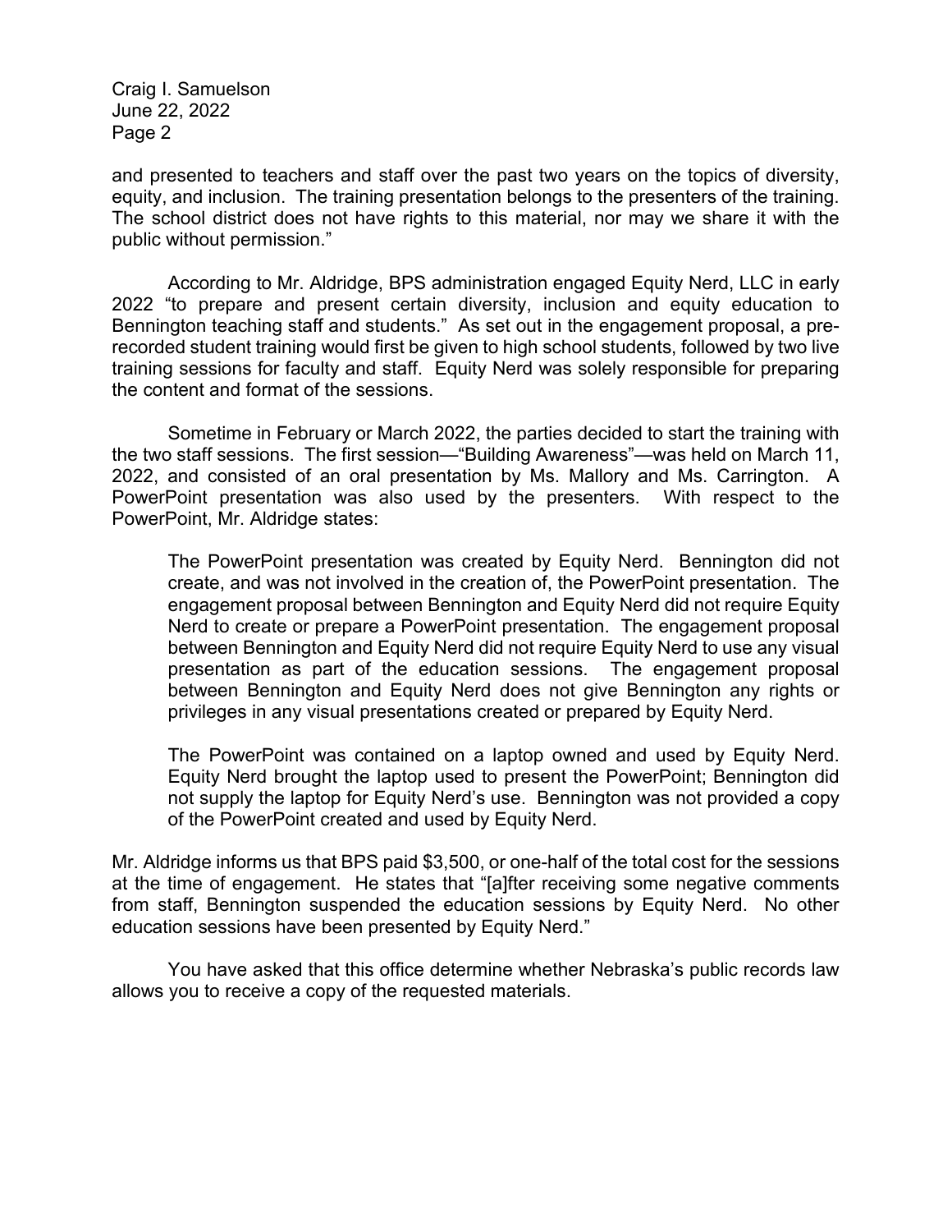and presented to teachers and staff over the past two years on the topics of diversity, equity, and inclusion. The training presentation belongs to the presenters of the training. The school district does not have rights to this material, nor may we share it with the public without permission."

According to Mr. Aldridge, BPS administration engaged Equity Nerd, LLC in early 2022 "to prepare and present certain diversity, inclusion and equity education to Bennington teaching staff and students." As set out in the engagement proposal, a pre-recorded student training would first be given to high school students, followed by two live training sessions for faculty and staff. Equity Nerd was solely responsible for preparing the content and format of the sessions.

Sometime in February or March 2022, the parties decided to start the training with the two staff sessions. The first session—"Building Awareness"—was held on March 11, 2022, and consisted of an oral presentation by Ms. Mallory and Ms. Carrington. A PowerPoint presentation was also used by the presenters. With respect to the PowerPoint, Mr. Aldridge states:

> The PowerPoint presentation was created by Equity Nerd. Bennington did not create, and was not involved in the creation of, the PowerPoint presentation. The engagement proposal between Bennington and Equity Nerd did not require Equity Nerd to create or prepare a PowerPoint presentation. The engagement proposal between Bennington and Equity Nerd did not require Equity Nerd to use any visual presentation as part of the education sessions. The engagement proposal between Bennington and Equity Nerd does not give Bennington any rights or privileges in any visual presentations created or prepared by Equity Nerd.
>
> The PowerPoint was contained on a laptop owned and used by Equity Nerd. Equity Nerd brought the laptop used to present the PowerPoint; Bennington did not supply the laptop for Equity Nerd's use. Bennington was not provided a copy of the PowerPoint created and used by Equity Nerd.

Mr. Aldridge informs us that BPS paid $3,500, or one-half of the total cost for the sessions at the time of engagement. He states that "[a]fter receiving some negative comments from staff, Bennington suspended the education sessions by Equity Nerd. No other education sessions have been presented by Equity Nerd."

You have asked that this office determine whether Nebraska's public records law allows you to receive a copy of the requested materials.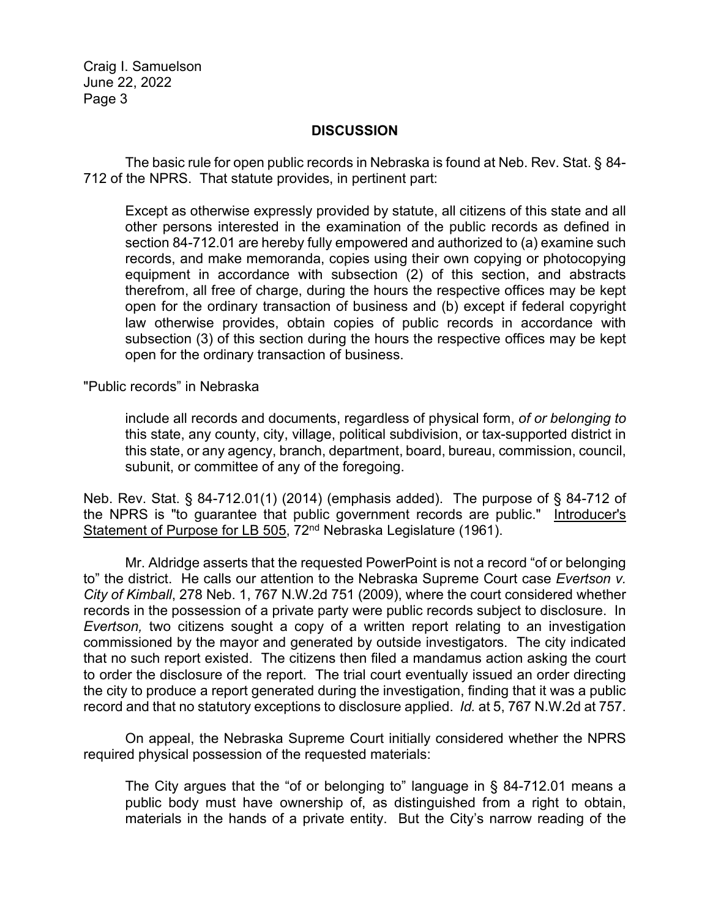## DISCUSSION

The basic rule for open public records in Nebraska is found at Neb. Rev. Stat. § 84-712 of the NPRS. That statute provides, in pertinent part:

> Except as otherwise expressly provided by statute, all citizens of this state and all other persons interested in the examination of the public records as defined in section 84-712.01 are hereby fully empowered and authorized to (a) examine such records, and make memoranda, copies using their own copying or photocopying equipment in accordance with subsection (2) of this section, and abstracts therefrom, all free of charge, during the hours the respective offices may be kept open for the ordinary transaction of business and (b) except if federal copyright law otherwise provides, obtain copies of public records in accordance with subsection (3) of this section during the hours the respective offices may be kept open for the ordinary transaction of business.

"Public records" in Nebraska

> include all records and documents, regardless of physical form, *of or belonging to* this state, any county, city, village, political subdivision, or tax-supported district in this state, or any agency, branch, department, board, bureau, commission, council, subunit, or committee of any of the foregoing.

Neb. Rev. Stat. § 84-712.01(1) (2014) (emphasis added). The purpose of § 84-712 of the NPRS is "to guarantee that public government records are public." Introducer's Statement of Purpose for LB 505, 72nd Nebraska Legislature (1961).

Mr. Aldridge asserts that the requested PowerPoint is not a record "of or belonging to" the district. He calls our attention to the Nebraska Supreme Court case *Evertson v. City of Kimball*, 278 Neb. 1, 767 N.W.2d 751 (2009), where the court considered whether records in the possession of a private party were public records subject to disclosure. In *Evertson,* two citizens sought a copy of a written report relating to an investigation commissioned by the mayor and generated by outside investigators. The city indicated that no such report existed. The citizens then filed a mandamus action asking the court to order the disclosure of the report. The trial court eventually issued an order directing the city to produce a report generated during the investigation, finding that it was a public record and that no statutory exceptions to disclosure applied. *Id.* at 5, 767 N.W.2d at 757.

On appeal, the Nebraska Supreme Court initially considered whether the NPRS required physical possession of the requested materials:

> The City argues that the "of or belonging to" language in § 84-712.01 means a public body must have ownership of, as distinguished from a right to obtain, materials in the hands of a private entity. But the City's narrow reading of the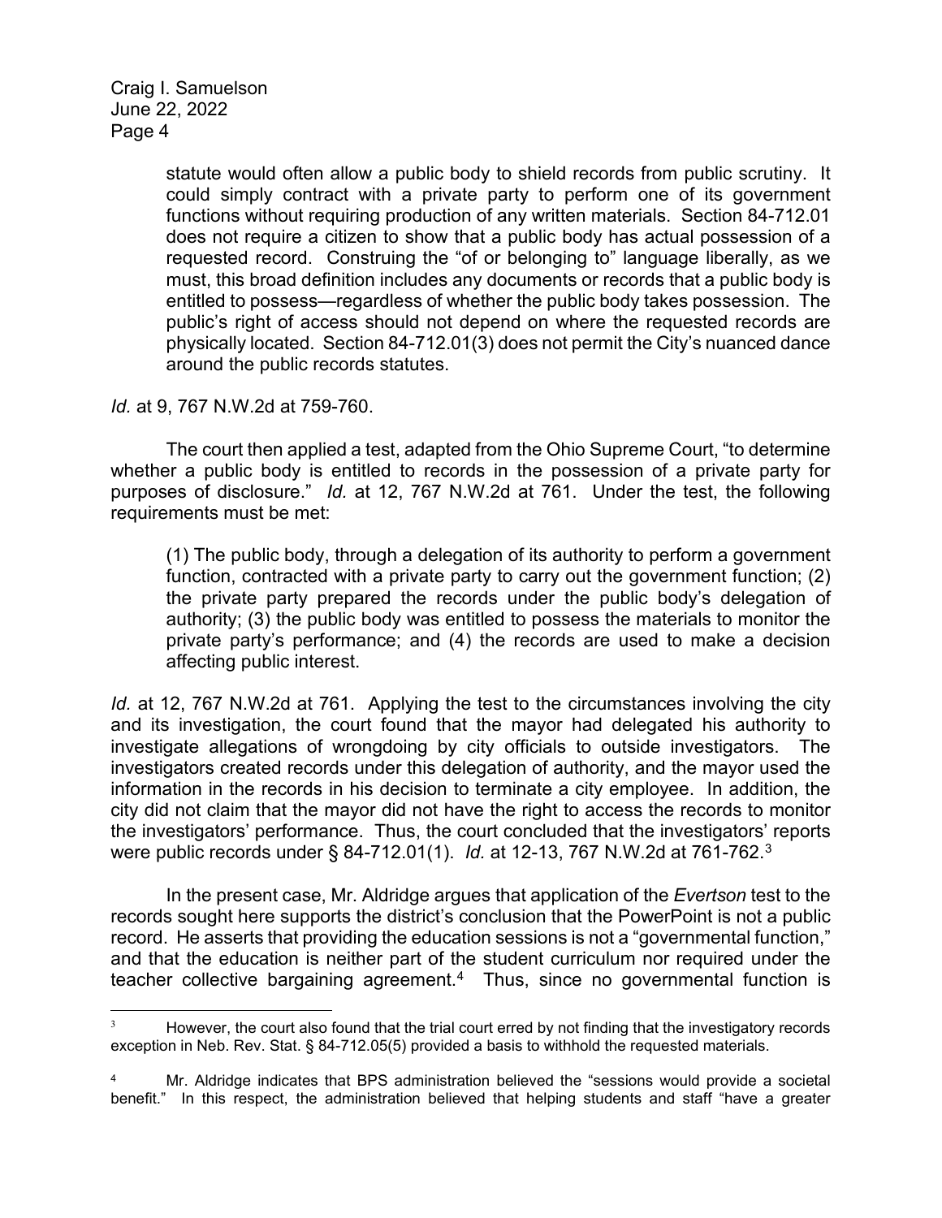> statute would often allow a public body to shield records from public scrutiny. It could simply contract with a private party to perform one of its government functions without requiring production of any written materials. Section 84-712.01 does not require a citizen to show that a public body has actual possession of a requested record. Construing the "of or belonging to" language liberally, as we must, this broad definition includes any documents or records that a public body is entitled to possess—regardless of whether the public body takes possession. The public's right of access should not depend on where the requested records are physically located. Section 84-712.01(3) does not permit the City's nuanced dance around the public records statutes.

*Id.* at 9, 767 N.W.2d at 759-760.

The court then applied a test, adapted from the Ohio Supreme Court, "to determine whether a public body is entitled to records in the possession of a private party for purposes of disclosure." *Id.* at 12, 767 N.W.2d at 761. Under the test, the following requirements must be met:

> (1) The public body, through a delegation of its authority to perform a government function, contracted with a private party to carry out the government function; (2) the private party prepared the records under the public body's delegation of authority; (3) the public body was entitled to possess the materials to monitor the private party's performance; and (4) the records are used to make a decision affecting public interest.

*Id.* at 12, 767 N.W.2d at 761. Applying the test to the circumstances involving the city and its investigation, the court found that the mayor had delegated his authority to investigate allegations of wrongdoing by city officials to outside investigators. The investigators created records under this delegation of authority, and the mayor used the information in the records in his decision to terminate a city employee. In addition, the city did not claim that the mayor did not have the right to access the records to monitor the investigators' performance. Thus, the court concluded that the investigators' reports were public records under § 84-712.01(1). *Id.* at 12-13, 767 N.W.2d at 761-762.[3]

In the present case, Mr. Aldridge argues that application of the *Evertson* test to the records sought here supports the district's conclusion that the PowerPoint is not a public record. He asserts that providing the education sessions is not a "governmental function," and that the education is neither part of the student curriculum nor required under the teacher collective bargaining agreement.[4] Thus, since no governmental function is

---

[3] However, the court also found that the trial court erred by not finding that the investigatory records exception in Neb. Rev. Stat. § 84-712.05(5) provided a basis to withhold the requested materials.

[4] Mr. Aldridge indicates that BPS administration believed the "sessions would provide a societal benefit." In this respect, the administration believed that helping students and staff "have a greater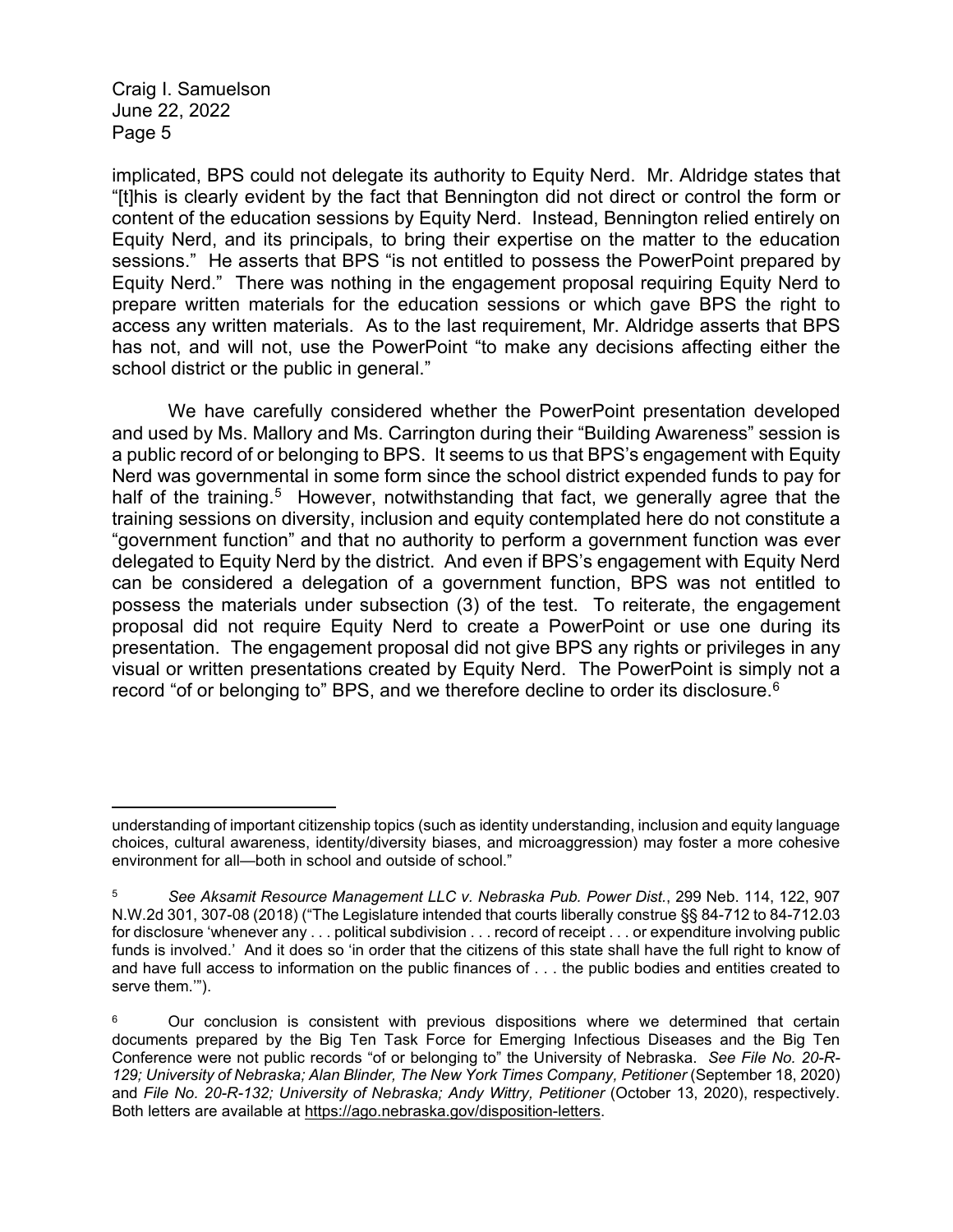implicated, BPS could not delegate its authority to Equity Nerd. Mr. Aldridge states that "[t]his is clearly evident by the fact that Bennington did not direct or control the form or content of the education sessions by Equity Nerd. Instead, Bennington relied entirely on Equity Nerd, and its principals, to bring their expertise on the matter to the education sessions." He asserts that BPS "is not entitled to possess the PowerPoint prepared by Equity Nerd." There was nothing in the engagement proposal requiring Equity Nerd to prepare written materials for the education sessions or which gave BPS the right to access any written materials. As to the last requirement, Mr. Aldridge asserts that BPS has not, and will not, use the PowerPoint "to make any decisions affecting either the school district or the public in general."

We have carefully considered whether the PowerPoint presentation developed and used by Ms. Mallory and Ms. Carrington during their "Building Awareness" session is a public record of or belonging to BPS. It seems to us that BPS's engagement with Equity Nerd was governmental in some form since the school district expended funds to pay for half of the training.[5] However, notwithstanding that fact, we generally agree that the training sessions on diversity, inclusion and equity contemplated here do not constitute a "government function" and that no authority to perform a government function was ever delegated to Equity Nerd by the district. And even if BPS's engagement with Equity Nerd can be considered a delegation of a government function, BPS was not entitled to possess the materials under subsection (3) of the test. To reiterate, the engagement proposal did not require Equity Nerd to create a PowerPoint or use one during its presentation. The engagement proposal did not give BPS any rights or privileges in any visual or written presentations created by Equity Nerd. The PowerPoint is simply not a record "of or belonging to" BPS, and we therefore decline to order its disclosure.[6]

---

understanding of important citizenship topics (such as identity understanding, inclusion and equity language choices, cultural awareness, identity/diversity biases, and microaggression) may foster a more cohesive environment for all—both in school and outside of school."

[5] *See Aksamit Resource Management LLC v. Nebraska Pub. Power Dist.*, 299 Neb. 114, 122, 907 N.W.2d 301, 307-08 (2018) ("The Legislature intended that courts liberally construe §§ 84-712 to 84-712.03 for disclosure 'whenever any . . . political subdivision . . . record of receipt . . . or expenditure involving public funds is involved.' And it does so 'in order that the citizens of this state shall have the full right to know of and have full access to information on the public finances of . . . the public bodies and entities created to serve them.'").

[6] Our conclusion is consistent with previous dispositions where we determined that certain documents prepared by the Big Ten Task Force for Emerging Infectious Diseases and the Big Ten Conference were not public records "of or belonging to" the University of Nebraska. *See File No. 20-R-129; University of Nebraska; Alan Blinder, The New York Times Company, Petitioner* (September 18, 2020) and *File No. 20-R-132; University of Nebraska; Andy Wittry, Petitioner* (October 13, 2020), respectively. Both letters are available at https://ago.nebraska.gov/disposition-letters.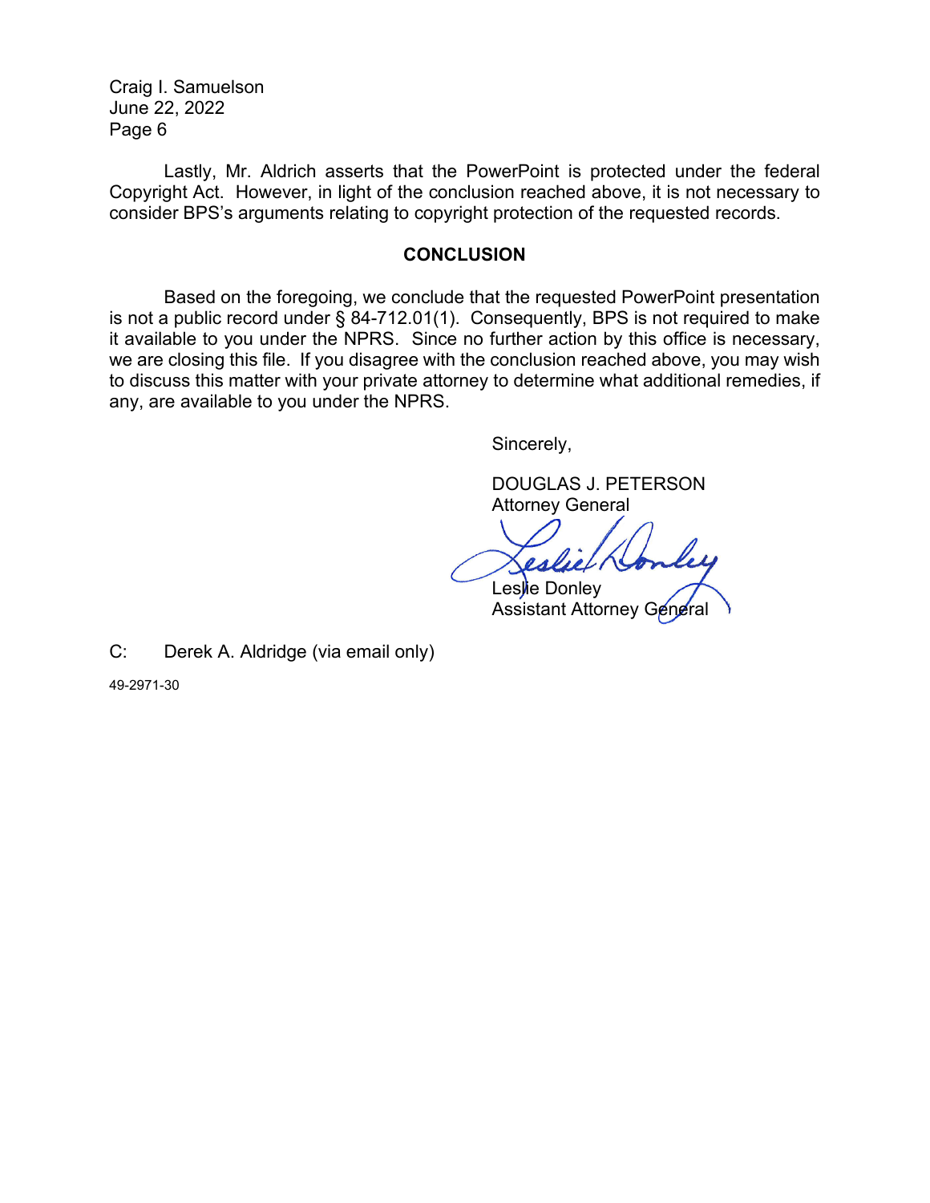Lastly, Mr. Aldrich asserts that the PowerPoint is protected under the federal Copyright Act. However, in light of the conclusion reached above, it is not necessary to consider BPS's arguments relating to copyright protection of the requested records.

## CONCLUSION

Based on the foregoing, we conclude that the requested PowerPoint presentation is not a public record under § 84-712.01(1). Consequently, BPS is not required to make it available to you under the NPRS. Since no further action by this office is necessary, we are closing this file. If you disagree with the conclusion reached above, you may wish to discuss this matter with your private attorney to determine what additional remedies, if any, are available to you under the NPRS.

Sincerely,

DOUGLAS J. PETERSON
Attorney General

Leslie Donley
Assistant Attorney General

C: Derek A. Aldridge (via email only)

49-2971-30